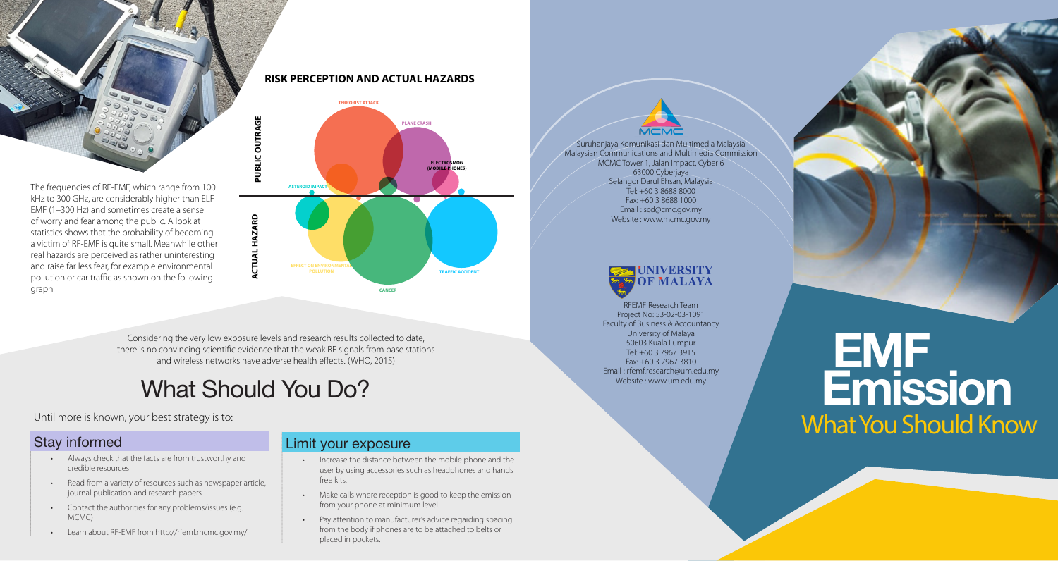The frequencies of RF-EMF, which range from 100 kHz to 300 GHz, are considerably higher than ELF-EMF (1–300 Hz) and sometimes create a sense of worry and fear among the public. A look at statistics shows that the probability of becoming a victim of RF-EMF is quite small. Meanwhile other real hazards are perceived as rather uninteresting and raise far less fear, for example environmental pollution or car traffic as shown on the following graph.

**RISK PERCEPTION AND ACTUAL HAZARDS**

PUBLIC OUTRAGE / ACTUAL HAZARD

TERRORIST ATTACK, PLANE CRASH, ELECTROSMOG (MOBILE PHONES), ASTEROID IMPACT, EFFECT ON ENVIRONMENTAL POLLUTION, CANCER, TRAFFIC ACCIDENT

Considering the very low exposure levels and research results collected to date, there is no convincing scientific evidence that the weak RF signals from base stations and wireless networks have adverse health effects. (WHO, 2015)

# What Should You Do?

Until more is known, your best strategy is to:

## Stay informed

- Always check that the facts are from trustworthy and credible resources
- Read from a variety of resources such as newspaper article, journal publication and research papers
- Contact the authorities for any problems/issues (e.g. MCMC)
- Learn about RF-EMF from http://rfemf.mcmc.gov.my/

## Limit your exposure

- Increase the distance between the mobile phone and the user by using accessories such as headphones and hands free kits.
- Make calls where reception is good to keep the emission from your phone at minimum level.
- Pay attention to manufacturer's advice regarding spacing from the body if phones are to be attached to belts or placed in pockets.

MCMC

Suruhanjaya Komunikasi dan Multimedia Malaysia
Malaysian Communications and Multimedia Commission
MCMC Tower 1, Jalan Impact, Cyber 6
63000 Cyberjaya
Selangor Darul Ehsan, Malaysia
Tel: +60 3 8688 8000
Fax: +60 3 8688 1000
Email : scd@cmc.gov.my
Website : www.mcmc.gov.my

UNIVERSITY OF MALAYA

RFEMF Research Team
Project No: 53-02-03-1091
Faculty of Business & Accountancy
University of Malaya
50603 Kuala Lumpur
Tel: +60 3 7967 3915
Fax: +60 3 7967 3810
Email : rfemf.research@um.edu.my
Website : www.um.edu.my

# EMF Emission

## What You Should Know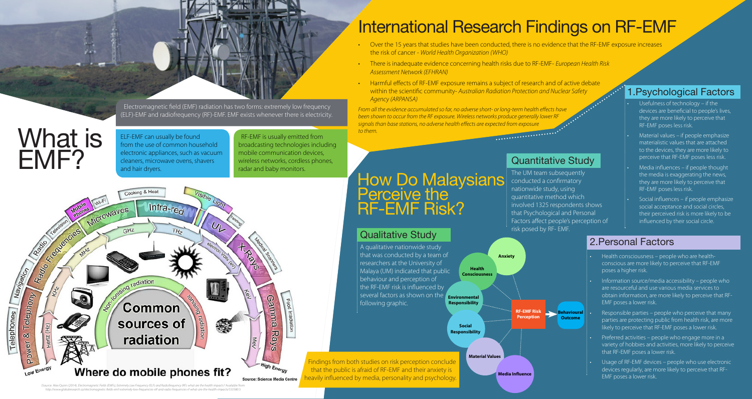# What is EMF?

Electromagnetic field (EMF) radiation has two forms: extremely low frequency (ELF)-EMF and radiofrequency (RF)-EMF. EMF exists whenever there is electricity.

ELF-EMF can usually be found from the use of common household electronic appliances, such as vacuum cleaners, microwave ovens, shavers and hair dryers.

RF-EMF is usually emitted from broadcasting technologies including mobile communication devices, wireless networks, cordless phones, radar and baby monitors.

Common sources of radiation

Telephones
Power & Telephony
Navigation
Radio
Television
Mobile Phones
Wi-Fi
Cooking & Heat
Visible Light
Tanning
Medical Scanners
Food Irradiation
Radio Frequencies
Microwaves
Infra-red
UV
X-Rays
Gamma Rays
Hertz (Hz)
KHz
MHz
GHz
THz
electron Volts (eV)
KeV
MeV
Non-ionising radiation
Ionising radiation
Low Energy
High Energy

Where do mobile phones fit?

Source: Science Media Centre

(Source: Alex Quinn (2014). Electromagnetic Fields (EMFs), Extremely Low Frequency (ELF) and Radiofrequency (RF): what are the health impacts? Available from http://www.globalresearch.ca/electromagnetic-fields-emf-extremely-low-frequencies-elf-and-radio-frequencies-rf-what-are-the-health-impacts/5335801)

# International Research Findings on RF-EMF

- Over the 15 years that studies have been conducted, there is no evidence that the RF-EMF exposure increases the risk of cancer - *World Health Organization (WHO)*
- There is inadequate evidence concerning health risks due to RF-EMF- *European Health Risk Assessment Network (EFHRAN)*
- Harmful effects of RF-EMF exposure remains a subject of research and of active debate within the scientific community- *Australian Radiation Protection and Nuclear Safety Agency (ARPANSA)*

*From all the evidence accumulated so far, no adverse short- or long-term health effects have been shown to occur from the RF exposure. Wireless networks produce generally lower RF signals than base stations, no adverse health effects are expected from exposure to them.*

# How Do Malaysians Perceive the RF-EMF Risk?

## Qualitative Study

A qualitative nationwide study that was conducted by a team of researchers at the University of Malaya (UM) indicated that public behaviour and perception of the RF-EMF risk is influenced by several factors as shown on the following graphic.

Anxiety
Health Consciousness
Environmental Responsibility
Social Responsibility
Material Values
Media Influence
RF-EMF Risk Perception
Behavioural Outcome

## Quantitative Study

The UM team subsequently conducted a confirmatory nationwide study, using quantitative method which involved 1325 respondents shows that Psychological and Personal Factors affect people's perception of risk posed by RF- EMF.

Findings from both studies on risk perception conclude that the public is afraid of RF-EMF and their anxiety is heavily influenced by media, personality and psychology.

## 1. Psychological Factors

- Usefulness of technology – if the devices are beneficial to people's lives, they are more likely to perceive that RF-EMF poses less risk.
- Material values – if people emphasize materialistic values that are attached to the devices, they are more likely to perceive that RF-EMF poses less risk.
- Media influences – if people thought the media is exaggerating the news, they are more likely to perceive that RF-EMF poses less risk.
- Social influences – if people emphasize social acceptance and social circles, their perceived risk is more likely to be influenced by their social circle.

## 2. Personal Factors

- Health consciousness – people who are health-conscious are more likely to perceive that RF-EMF poses a higher risk.
- Information source/media accessibility – people who are resourceful and use various media services to obtain information, are more likely to perceive that RF-EMF poses a lower risk.
- Responsible parties – people who perceive that many parties are protecting public from health risk, are more likely to perceive that RF-EMF poses a lower risk.
- Preferred activities – people who engage more in a variety of hobbies and activities, more likely to perceive that RF-EMF poses a lower risk.
- Usage of RF-EMF devices – people who use electronic devices regularly, are more likely to perceive that RF-EMF poses a lower risk.